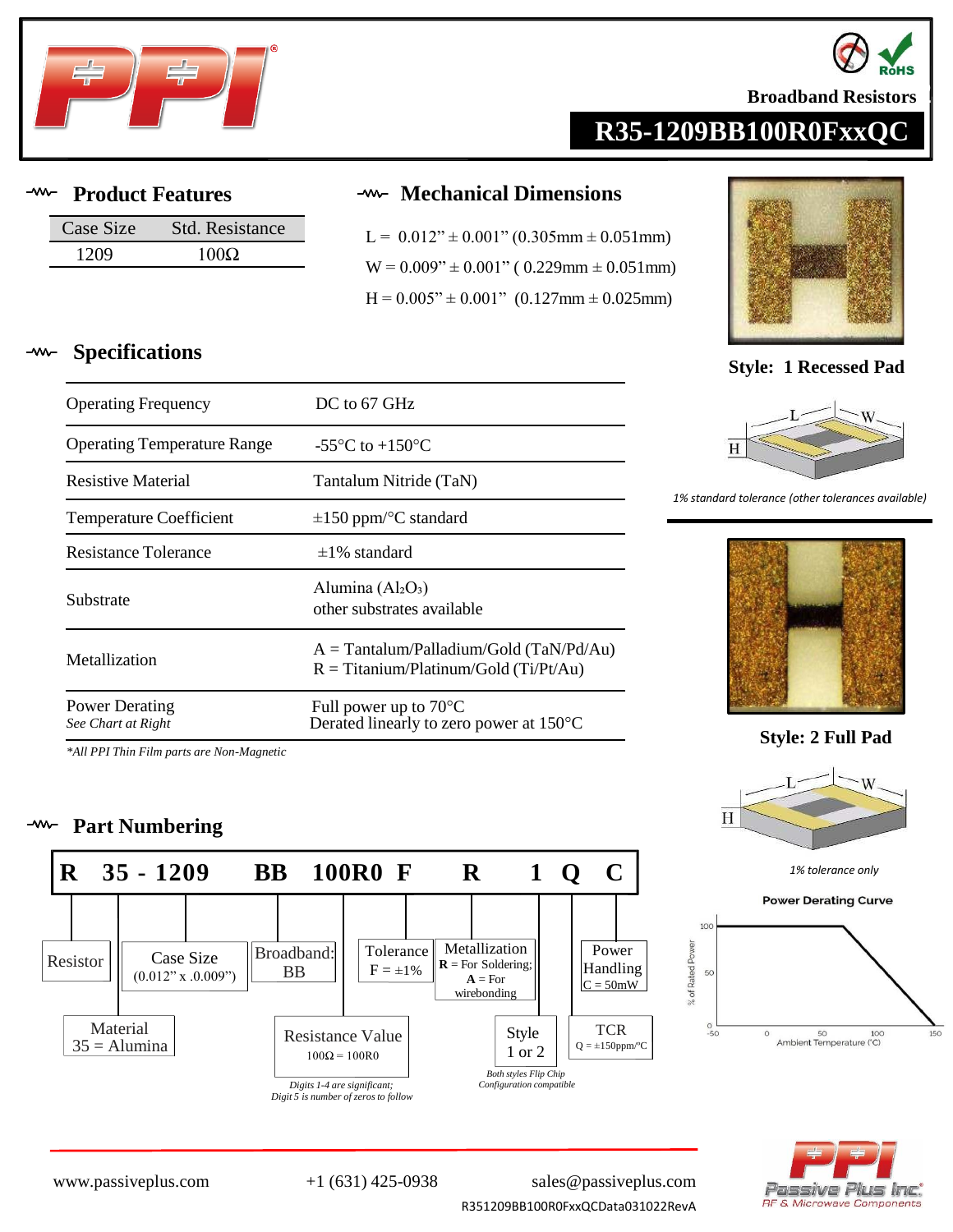Broadband Resistors

# R35-1209BB100R0FxxQC

## Product Features

| Case Size | Std. Resistance |
|---|---|
| 1209 | 100Ω |

## Mechanical Dimensions

L = 0.012" ± 0.001" (0.305mm ± 0.051mm)

W = 0.009" ± 0.001" ( 0.229mm ± 0.051mm)

H = 0.005" ± 0.001" (0.127mm ± 0.025mm)

**Style: 1 Recessed Pad**

*1% standard tolerance (other tolerances available)*

**Style: 2 Full Pad**

*1% tolerance only*

## Specifications

| | |
|---|---|
| Operating Frequency | DC to 67 GHz |
| Operating Temperature Range | -55°C to +150°C |
| Resistive Material | Tantalum Nitride (TaN) |
| Temperature Coefficient | ±150 ppm/°C standard |
| Resistance Tolerance | ±1% standard |
| Substrate | Alumina ($Al_2O_3$) other substrates available |
| Metallization | A = Tantalum/Palladium/Gold (TaN/Pd/Au) R = Titanium/Platinum/Gold (Ti/Pt/Au) |
| Power Derating *See Chart at Right* | Full power up to 70°C Derated linearly to zero power at 150°C |

*\*All PPI Thin Film parts are Non-Magnetic*

**Power Derating Curve**

## Part Numbering

**R 35 - 1209 BB 100R0 F R 1 Q C**

- R: Resistor
- 35: Material — 35 = Alumina
- 1209: Case Size (0.012" x .0.009")
- BB: Broadband: BB
- 100R0: Resistance Value — 100Ω = 100R0 (*Digits 1-4 are significant; Digit 5 is number of zeros to follow*)
- F: Tolerance — F = ±1%
- R: Metallization — **R** = For Soldering; **A** = For wirebonding
- 1: Style — 1 or 2 (*Both styles Flip Chip Configuration compatible*)
- Q: TCR — Q = ±150ppm/°C
- C: Power Handling — C = 50mW

www.passiveplus.com +1 (631) 425-0938 sales@passiveplus.com

R351209BB100R0FxxQCData031022RevA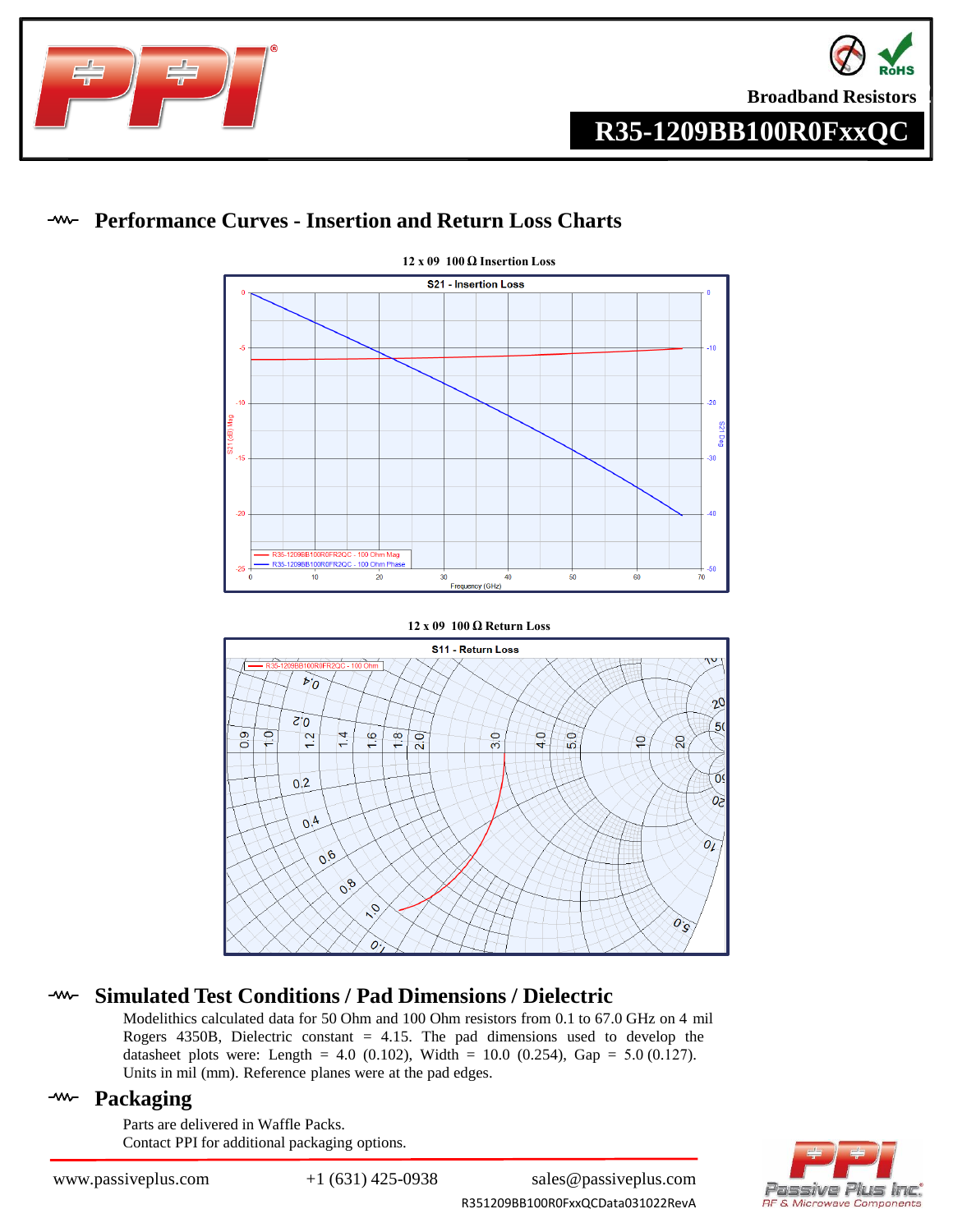Broadband Resistors

# R35-1209BB100R0FxxQC

## Performance Curves - Insertion and Return Loss Charts

**12 x 09 100 Ω Insertion Loss**

S21 - Insertion Loss

0
-5
-10
-15
-20
-25

S21 (dB) Mag

0
-10
-20
-30
-40
-50

S21 Deg

0
10
20
30
40
50
60
70

Frequency (GHz)

R35-1209BB100R0FR2QC - 100 Ohm Mag
R35-1209BB100R0FR2QC - 100 Ohm Phase

**12 x 09 100 Ω Return Loss**

S11 - Return Loss

R35-1209BB100R0FR2QC - 100 Ohm

0.9
1.0
1.2
1.4
1.6
1.8
2.0
3.0
4.0
5.0
10
20
0.2
0.4
0.6
0.8
1.0
10
20
50

## Simulated Test Conditions / Pad Dimensions / Dielectric

Modelithics calculated data for 50 Ohm and 100 Ohm resistors from 0.1 to 67.0 GHz on 4 mil Rogers 4350B, Dielectric constant = 4.15. The pad dimensions used to develop the datasheet plots were: Length = 4.0 (0.102), Width = 10.0 (0.254), Gap = 5.0 (0.127). Units in mil (mm). Reference planes were at the pad edges.

## Packaging

Parts are delivered in Waffle Packs.
Contact PPI for additional packaging options.

www.passiveplus.com +1 (631) 425-0938 sales@passiveplus.com

R351209BB100R0FxxQCData031022RevA

Passive Plus Inc.
RF & Microwave Components